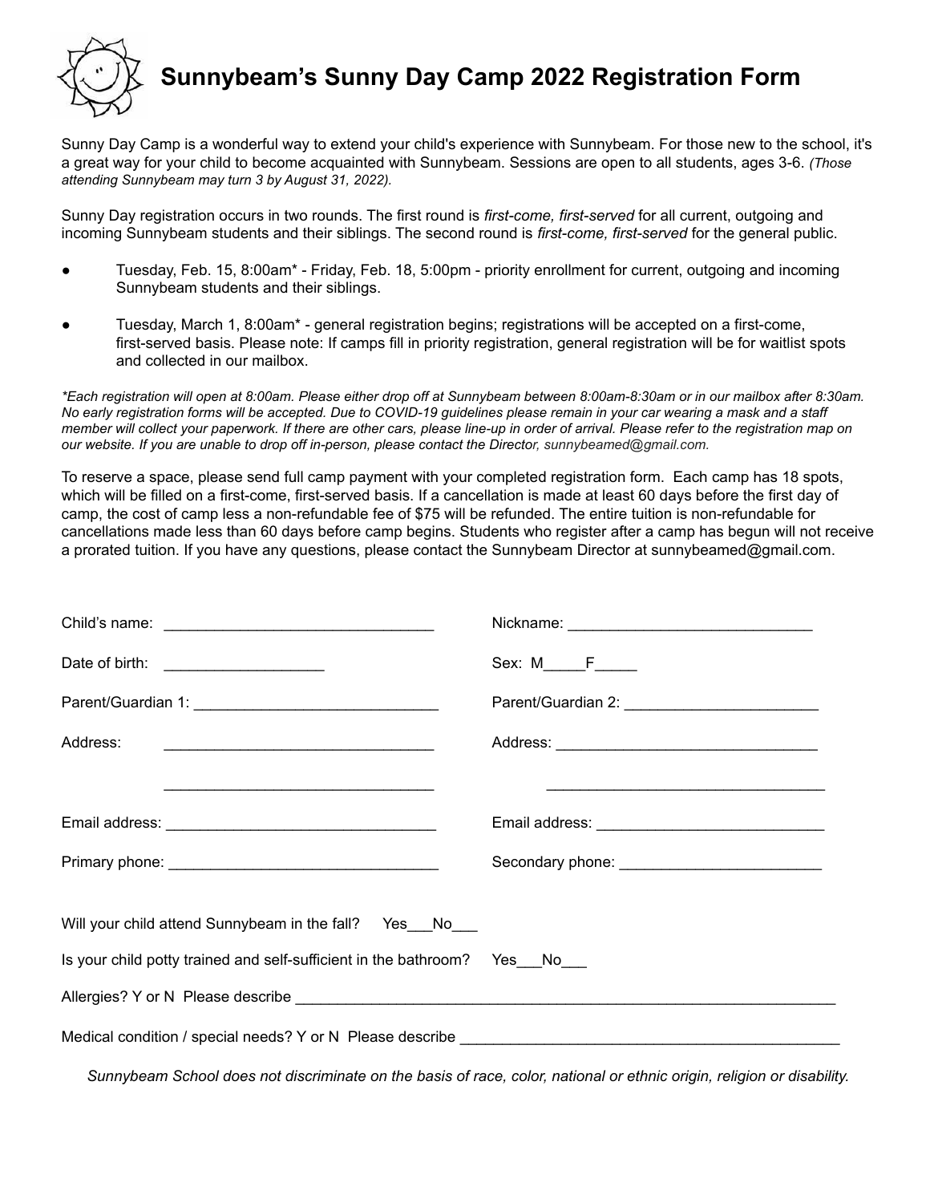# Sunnybeam's Sunny Day Camp 2022 Registration Form

Sunny Day Camp is a wonderful way to extend your child's experience with Sunnybeam. For those new to the school, it's a great way for your child to become acquainted with Sunnybeam. Sessions are open to all students, ages 3-6. *(Those attending Sunnybeam may turn 3 by August 31, 2022).*

Sunny Day registration occurs in two rounds. The first round is *first-come, first-served* for all current, outgoing and incoming Sunnybeam students and their siblings. The second round is *first-come, first-served* for the general public.

- Tuesday, Feb. 15, 8:00am* - Friday, Feb. 18, 5:00pm - priority enrollment for current, outgoing and incoming Sunnybeam students and their siblings.
- Tuesday, March 1, 8:00am* - general registration begins; registrations will be accepted on a first-come, first-served basis. Please note: If camps fill in priority registration, general registration will be for waitlist spots and collected in our mailbox.

*\*Each registration will open at 8:00am. Please either drop off at Sunnybeam between 8:00am-8:30am or in our mailbox after 8:30am. No early registration forms will be accepted. Due to COVID-19 guidelines please remain in your car wearing a mask and a staff member will collect your paperwork. If there are other cars, please line-up in order of arrival. Please refer to the registration map on our website. If you are unable to drop off in-person, please contact the Director, sunnybeamed@gmail.com.*

To reserve a space, please send full camp payment with your completed registration form. Each camp has 18 spots, which will be filled on a first-come, first-served basis. If a cancellation is made at least 60 days before the first day of camp, the cost of camp less a non-refundable fee of $75 will be refunded. The entire tuition is non-refundable for cancellations made less than 60 days before camp begins. Students who register after a camp has begun will not receive a prorated tuition. If you have any questions, please contact the Sunnybeam Director at sunnybeamed@gmail.com.

Child's name: ________________________________ Nickname: ____________________________

Date of birth: __________________ Sex: M_____F_____

Parent/Guardian 1: ____________________________ Parent/Guardian 2: ______________________

Address: ________________________________ Address: ______________________________

________________________________ ________________________________

Email address: _______________________________ Email address: __________________________

Primary phone: _______________________________ Secondary phone: _______________________

Will your child attend Sunnybeam in the fall? Yes___No___

Is your child potty trained and self-sufficient in the bathroom? Yes___No___

Allergies? Y or N Please describe ________________________________________________________________

Medical condition / special needs? Y or N Please describe ____________________________________________

*Sunnybeam School does not discriminate on the basis of race, color, national or ethnic origin, religion or disability.*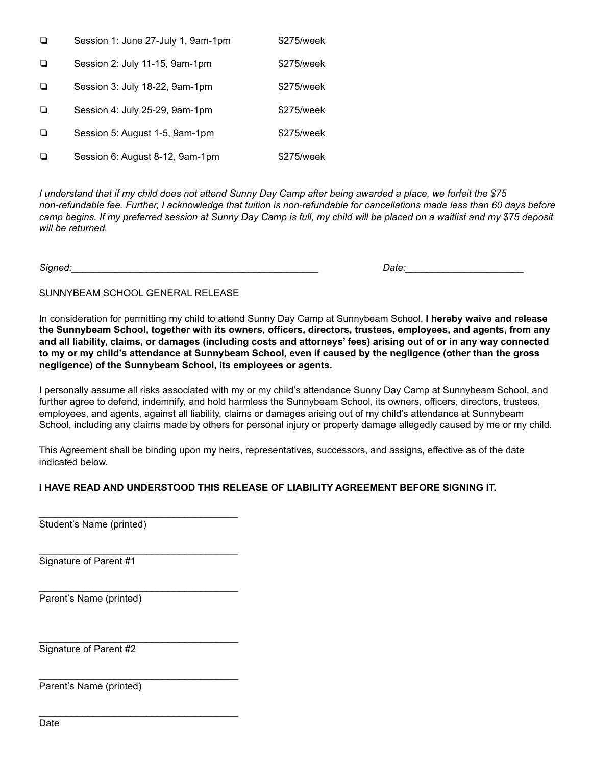- ❏ Session 1: June 27-July 1, 9am-1pm $275/week
- ❏ Session 2: July 11-15, 9am-1pm $275/week
- ❏ Session 3: July 18-22, 9am-1pm $275/week
- ❏ Session 4: July 25-29, 9am-1pm $275/week
- ❏ Session 5: August 1-5, 9am-1pm $275/week
- ❏ Session 6: August 8-12, 9am-1pm $275/week

*I understand that if my child does not attend Sunny Day Camp after being awarded a place, we forfeit the $75 non-refundable fee. Further, I acknowledge that tuition is non-refundable for cancellations made less than 60 days before camp begins. If my preferred session at Sunny Day Camp is full, my child will be placed on a waitlist and my $75 deposit will be returned.*

*Signed:*_______________________________________________ *Date:*_____________________

SUNNYBEAM SCHOOL GENERAL RELEASE

In consideration for permitting my child to attend Sunny Day Camp at Sunnybeam School, **I hereby waive and release the Sunnybeam School, together with its owners, officers, directors, trustees, employees, and agents, from any and all liability, claims, or damages (including costs and attorneys' fees) arising out of or in any way connected to my or my child's attendance at Sunnybeam School, even if caused by the negligence (other than the gross negligence) of the Sunnybeam School, its employees or agents.**

I personally assume all risks associated with my or my child's attendance Sunny Day Camp at Sunnybeam School, and further agree to defend, indemnify, and hold harmless the Sunnybeam School, its owners, officers, directors, trustees, employees, and agents, against all liability, claims or damages arising out of my child's attendance at Sunnybeam School, including any claims made by others for personal injury or property damage allegedly caused by me or my child.

This Agreement shall be binding upon my heirs, representatives, successors, and assigns, effective as of the date indicated below.

**I HAVE READ AND UNDERSTOOD THIS RELEASE OF LIABILITY AGREEMENT BEFORE SIGNING IT.**

_____________________________________
Student's Name (printed)

_____________________________________
Signature of Parent #1

_____________________________________
Parent's Name (printed)

_____________________________________
Signature of Parent #2

_____________________________________
Parent's Name (printed)

_____________________________________
Date